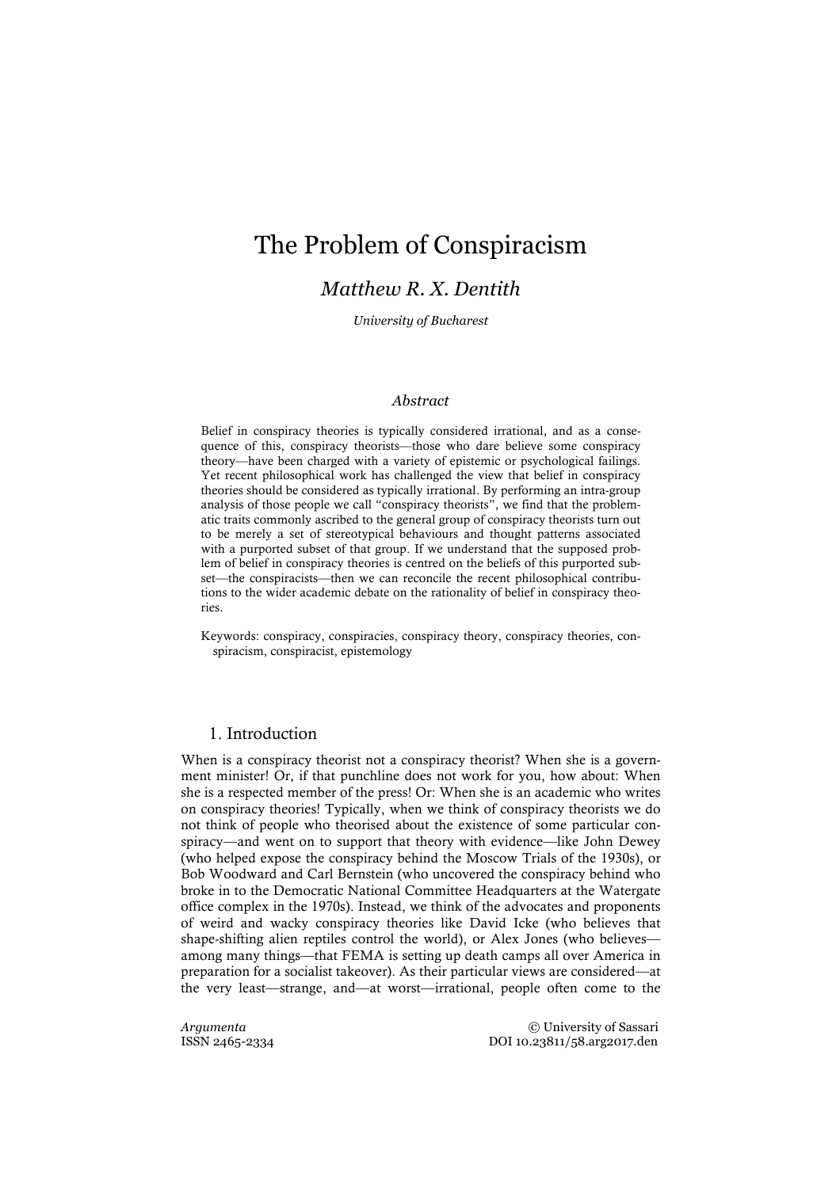# The Problem of Conspiracism

*Matthew R. X. Dentith*

*University of Bucharest*

### *Abstract*

Belief in conspiracy theories is typically considered irrational, and as a consequence of this, conspiracy theorists—those who dare believe some conspiracy theory—have been charged with a variety of epistemic or psychological failings. Yet recent philosophical work has challenged the view that belief in conspiracy theories should be considered as typically irrational. By performing an intra-group analysis of those people we call "conspiracy theorists", we find that the problematic traits commonly ascribed to the general group of conspiracy theorists turn out to be merely a set of stereotypical behaviours and thought patterns associated with a purported subset of that group. If we understand that the supposed problem of belief in conspiracy theories is centred on the beliefs of this purported subset—the conspiracists—then we can reconcile the recent philosophical contributions to the wider academic debate on the rationality of belief in conspiracy theories.

Keywords: conspiracy, conspiracies, conspiracy theory, conspiracy theories, conspiracism, conspiracist, epistemology

## 1. Introduction

When is a conspiracy theorist not a conspiracy theorist? When she is a government minister! Or, if that punchline does not work for you, how about: When she is a respected member of the press! Or: When she is an academic who writes on conspiracy theories! Typically, when we think of conspiracy theorists we do not think of people who theorised about the existence of some particular conspiracy—and went on to support that theory with evidence—like John Dewey (who helped expose the conspiracy behind the Moscow Trials of the 1930s), or Bob Woodward and Carl Bernstein (who uncovered the conspiracy behind who broke in to the Democratic National Committee Headquarters at the Watergate office complex in the 1970s). Instead, we think of the advocates and proponents of weird and wacky conspiracy theories like David Icke (who believes that shape-shifting alien reptiles control the world), or Alex Jones (who believes—among many things—that FEMA is setting up death camps all over America in preparation for a socialist takeover). As their particular views are considered—at the very least—strange, and—at worst—irrational, people often come to the

*Argumenta*
ISSN 2465-2334

© University of Sassari
DOI 10.23811/58.arg2017.den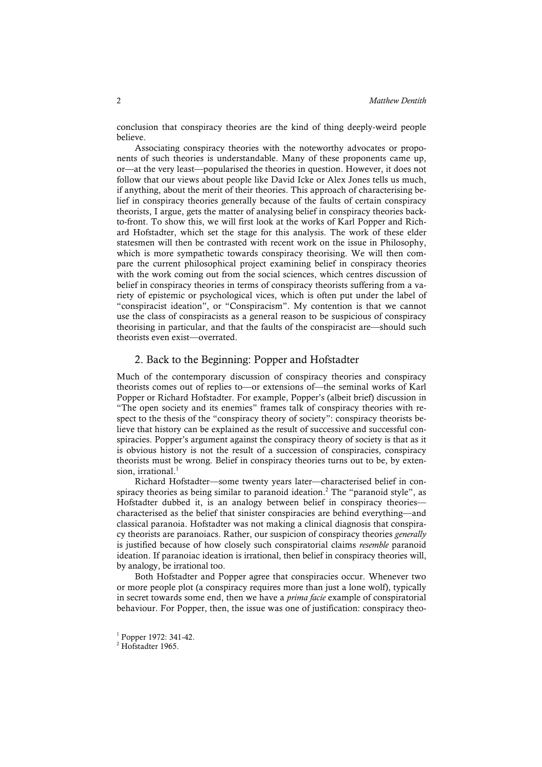conclusion that conspiracy theories are the kind of thing deeply-weird people believe.

Associating conspiracy theories with the noteworthy advocates or proponents of such theories is understandable. Many of these proponents came up, or—at the very least—popularised the theories in question. However, it does not follow that our views about people like David Icke or Alex Jones tells us much, if anything, about the merit of their theories. This approach of characterising belief in conspiracy theories generally because of the faults of certain conspiracy theorists, I argue, gets the matter of analysing belief in conspiracy theories back-to-front. To show this, we will first look at the works of Karl Popper and Richard Hofstadter, which set the stage for this analysis. The work of these elder statesmen will then be contrasted with recent work on the issue in Philosophy, which is more sympathetic towards conspiracy theorising. We will then compare the current philosophical project examining belief in conspiracy theories with the work coming out from the social sciences, which centres discussion of belief in conspiracy theories in terms of conspiracy theorists suffering from a variety of epistemic or psychological vices, which is often put under the label of "conspiracist ideation", or "Conspiracism". My contention is that we cannot use the class of conspiracists as a general reason to be suspicious of conspiracy theorising in particular, and that the faults of the conspiracist are—should such theorists even exist—overrated.

## 2. Back to the Beginning: Popper and Hofstadter

Much of the contemporary discussion of conspiracy theories and conspiracy theorists comes out of replies to—or extensions of—the seminal works of Karl Popper or Richard Hofstadter. For example, Popper's (albeit brief) discussion in "The open society and its enemies" frames talk of conspiracy theories with respect to the thesis of the "conspiracy theory of society": conspiracy theorists believe that history can be explained as the result of successive and successful conspiracies. Popper's argument against the conspiracy theory of society is that as it is obvious history is not the result of a succession of conspiracies, conspiracy theorists must be wrong. Belief in conspiracy theories turns out to be, by extension, irrational.[1]

Richard Hofstadter—some twenty years later—characterised belief in conspiracy theories as being similar to paranoid ideation.[2] The "paranoid style", as Hofstadter dubbed it, is an analogy between belief in conspiracy theories—characterised as the belief that sinister conspiracies are behind everything—and classical paranoia. Hofstadter was not making a clinical diagnosis that conspiracy theorists are paranoiacs. Rather, our suspicion of conspiracy theories *generally* is justified because of how closely such conspiratorial claims *resemble* paranoid ideation. If paranoiac ideation is irrational, then belief in conspiracy theories will, by analogy, be irrational too.

Both Hofstadter and Popper agree that conspiracies occur. Whenever two or more people plot (a conspiracy requires more than just a lone wolf), typically in secret towards some end, then we have a *prima facie* example of conspiratorial behaviour. For Popper, then, the issue was one of justification: conspiracy theo-

[1] Popper 1972: 341-42.

[2] Hofstadter 1965.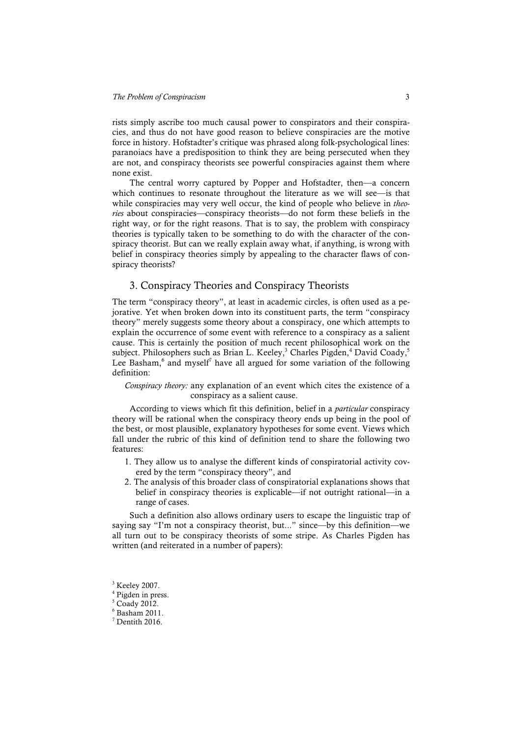rists simply ascribe too much causal power to conspirators and their conspiracies, and thus do not have good reason to believe conspiracies are the motive force in history. Hofstadter's critique was phrased along folk-psychological lines: paranoiacs have a predisposition to think they are being persecuted when they are not, and conspiracy theorists see powerful conspiracies against them where none exist.

The central worry captured by Popper and Hofstadter, then—a concern which continues to resonate throughout the literature as we will see—is that while conspiracies may very well occur, the kind of people who believe in *theories* about conspiracies—conspiracy theorists—do not form these beliefs in the right way, or for the right reasons. That is to say, the problem with conspiracy theories is typically taken to be something to do with the character of the conspiracy theorist. But can we really explain away what, if anything, is wrong with belief in conspiracy theories simply by appealing to the character flaws of conspiracy theorists?

## 3. Conspiracy Theories and Conspiracy Theorists

The term "conspiracy theory", at least in academic circles, is often used as a pejorative. Yet when broken down into its constituent parts, the term "conspiracy theory" merely suggests some theory about a conspiracy, one which attempts to explain the occurrence of some event with reference to a conspiracy as a salient cause. This is certainly the position of much recent philosophical work on the subject. Philosophers such as Brian L. Keeley,[3] Charles Pigden,[4] David Coady,[5] Lee Basham,[6] and myself[7] have all argued for some variation of the following definition:

> *Conspiracy theory:* any explanation of an event which cites the existence of a conspiracy as a salient cause.

According to views which fit this definition, belief in a *particular* conspiracy theory will be rational when the conspiracy theory ends up being in the pool of the best, or most plausible, explanatory hypotheses for some event. Views which fall under the rubric of this kind of definition tend to share the following two features:

1. They allow us to analyse the different kinds of conspiratorial activity covered by the term "conspiracy theory", and
2. The analysis of this broader class of conspiratorial explanations shows that belief in conspiracy theories is explicable—if not outright rational—in a range of cases.

Such a definition also allows ordinary users to escape the linguistic trap of saying say "I'm not a conspiracy theorist, but..." since—by this definition—we all turn out to be conspiracy theorists of some stripe. As Charles Pigden has written (and reiterated in a number of papers):

[3] Keeley 2007.
[4] Pigden in press.
[5] Coady 2012.
[6] Basham 2011.
[7] Dentith 2016.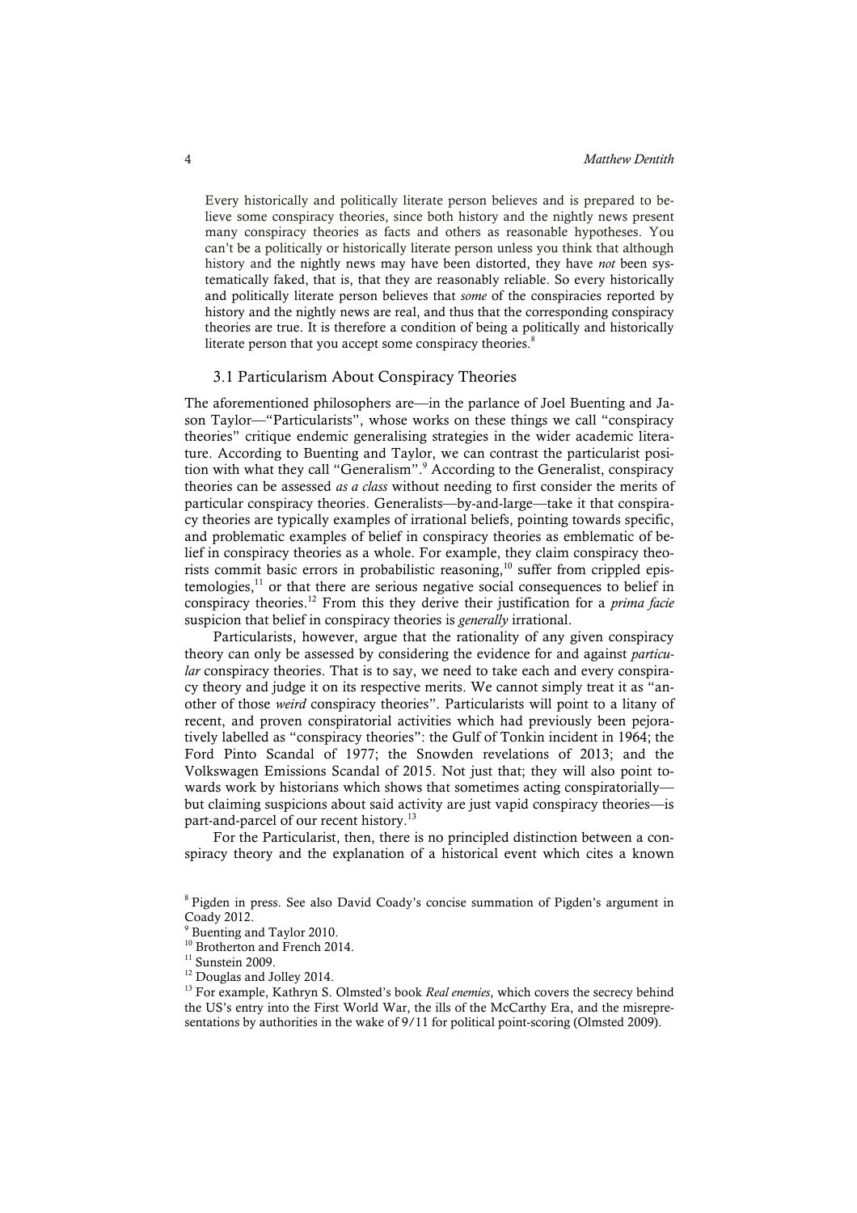> Every historically and politically literate person believes and is prepared to believe some conspiracy theories, since both history and the nightly news present many conspiracy theories as facts and others as reasonable hypotheses. You can't be a politically or historically literate person unless you think that although history and the nightly news may have been distorted, they have *not* been systematically faked, that is, that they are reasonably reliable. So every historically and politically literate person believes that *some* of the conspiracies reported by history and the nightly news are real, and thus that the corresponding conspiracy theories are true. It is therefore a condition of being a politically and historically literate person that you accept some conspiracy theories.[8]

### 3.1 Particularism About Conspiracy Theories

The aforementioned philosophers are—in the parlance of Joel Buenting and Jason Taylor—"Particularists", whose works on these things we call "conspiracy theories" critique endemic generalising strategies in the wider academic literature. According to Buenting and Taylor, we can contrast the particularist position with what they call "Generalism".[9] According to the Generalist, conspiracy theories can be assessed *as a class* without needing to first consider the merits of particular conspiracy theories. Generalists—by-and-large—take it that conspiracy theories are typically examples of irrational beliefs, pointing towards specific, and problematic examples of belief in conspiracy theories as emblematic of belief in conspiracy theories as a whole. For example, they claim conspiracy theorists commit basic errors in probabilistic reasoning,[10] suffer from crippled epistemologies,[11] or that there are serious negative social consequences to belief in conspiracy theories.[12] From this they derive their justification for a *prima facie* suspicion that belief in conspiracy theories is *generally* irrational.

Particularists, however, argue that the rationality of any given conspiracy theory can only be assessed by considering the evidence for and against *particular* conspiracy theories. That is to say, we need to take each and every conspiracy theory and judge it on its respective merits. We cannot simply treat it as "another of those *weird* conspiracy theories". Particularists will point to a litany of recent, and proven conspiratorial activities which had previously been pejoratively labelled as "conspiracy theories": the Gulf of Tonkin incident in 1964; the Ford Pinto Scandal of 1977; the Snowden revelations of 2013; and the Volkswagen Emissions Scandal of 2015. Not just that; they will also point towards work by historians which shows that sometimes acting conspiratorially—but claiming suspicions about said activity are just vapid conspiracy theories—is part-and-parcel of our recent history.[13]

For the Particularist, then, there is no principled distinction between a conspiracy theory and the explanation of a historical event which cites a known

---

[8] Pigden in press. See also David Coady's concise summation of Pigden's argument in Coady 2012.

[9] Buenting and Taylor 2010.

[10] Brotherton and French 2014.

[11] Sunstein 2009.

[12] Douglas and Jolley 2014.

[13] For example, Kathryn S. Olmsted's book *Real enemies*, which covers the secrecy behind the US's entry into the First World War, the ills of the McCarthy Era, and the misrepresentations by authorities in the wake of 9/11 for political point-scoring (Olmsted 2009).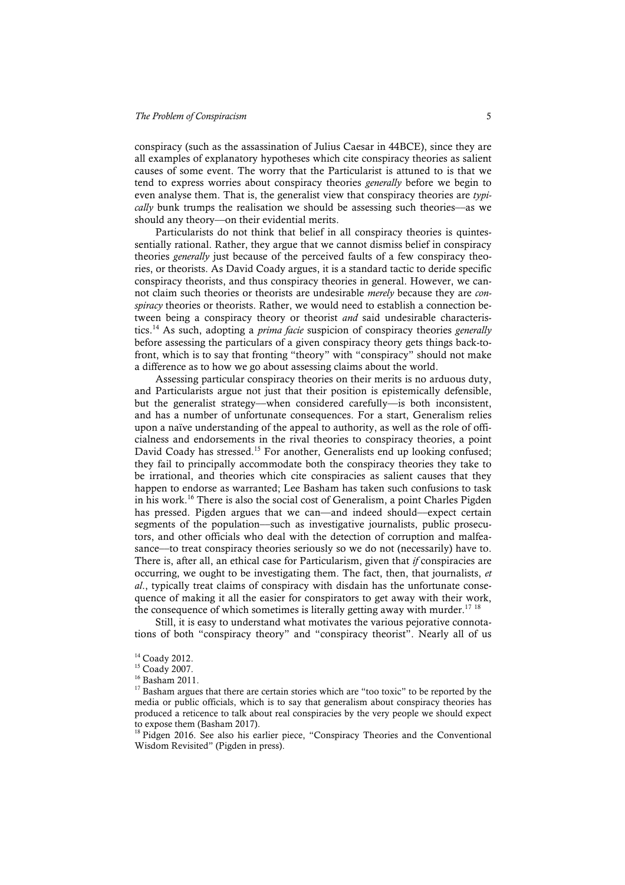conspiracy (such as the assassination of Julius Caesar in 44BCE), since they are all examples of explanatory hypotheses which cite conspiracy theories as salient causes of some event. The worry that the Particularist is attuned to is that we tend to express worries about conspiracy theories *generally* before we begin to even analyse them. That is, the generalist view that conspiracy theories are *typically* bunk trumps the realisation we should be assessing such theories—as we should any theory—on their evidential merits.

Particularists do not think that belief in all conspiracy theories is quintessentially rational. Rather, they argue that we cannot dismiss belief in conspiracy theories *generally* just because of the perceived faults of a few conspiracy theories, or theorists. As David Coady argues, it is a standard tactic to deride specific conspiracy theorists, and thus conspiracy theories in general. However, we cannot claim such theories or theorists are undesirable *merely* because they are *conspiracy* theories or theorists. Rather, we would need to establish a connection between being a conspiracy theory or theorist *and* said undesirable characteristics.[14] As such, adopting a *prima facie* suspicion of conspiracy theories *generally* before assessing the particulars of a given conspiracy theory gets things back-to-front, which is to say that fronting "theory" with "conspiracy" should not make a difference as to how we go about assessing claims about the world.

Assessing particular conspiracy theories on their merits is no arduous duty, and Particularists argue not just that their position is epistemically defensible, but the generalist strategy—when considered carefully—is both inconsistent, and has a number of unfortunate consequences. For a start, Generalism relies upon a naïve understanding of the appeal to authority, as well as the role of officialness and endorsements in the rival theories to conspiracy theories, a point David Coady has stressed.[15] For another, Generalists end up looking confused; they fail to principally accommodate both the conspiracy theories they take to be irrational, and theories which cite conspiracies as salient causes that they happen to endorse as warranted; Lee Basham has taken such confusions to task in his work.[16] There is also the social cost of Generalism, a point Charles Pigden has pressed. Pigden argues that we can—and indeed should—expect certain segments of the population—such as investigative journalists, public prosecutors, and other officials who deal with the detection of corruption and malfeasance—to treat conspiracy theories seriously so we do not (necessarily) have to. There is, after all, an ethical case for Particularism, given that *if* conspiracies are occurring, we ought to be investigating them. The fact, then, that journalists, *et al*., typically treat claims of conspiracy with disdain has the unfortunate consequence of making it all the easier for conspirators to get away with their work, the consequence of which sometimes is literally getting away with murder.[17] [18]

Still, it is easy to understand what motivates the various pejorative connotations of both "conspiracy theory" and "conspiracy theorist". Nearly all of us

[14] Coady 2012.

[15] Coady 2007.

[16] Basham 2011.

[17] Basham argues that there are certain stories which are "too toxic" to be reported by the media or public officials, which is to say that generalism about conspiracy theories has produced a reticence to talk about real conspiracies by the very people we should expect to expose them (Basham 2017).

[18] Pidgen 2016. See also his earlier piece, "Conspiracy Theories and the Conventional Wisdom Revisited" (Pigden in press).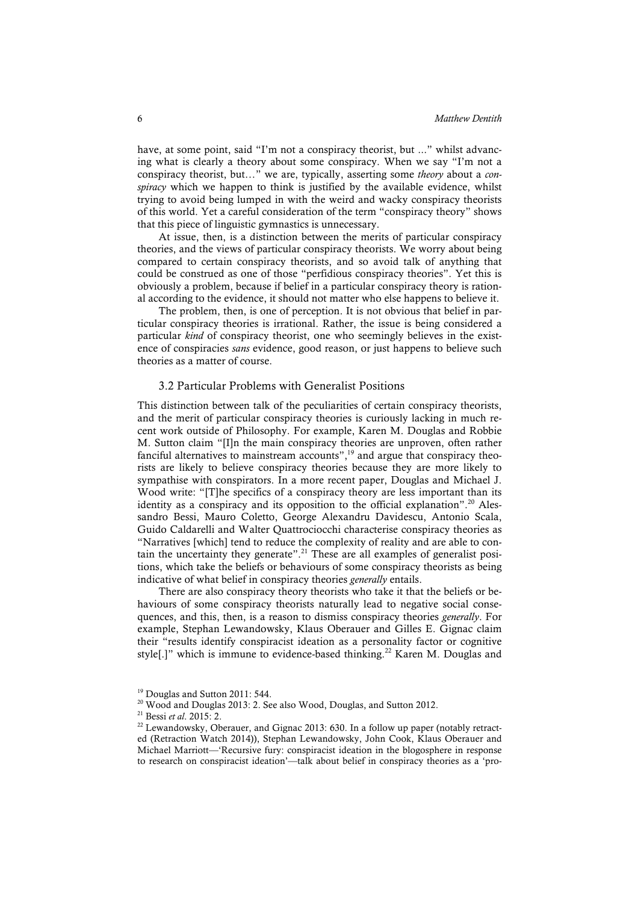have, at some point, said "I'm not a conspiracy theorist, but ..." whilst advancing what is clearly a theory about some conspiracy. When we say "I'm not a conspiracy theorist, but…" we are, typically, asserting some *theory* about a *conspiracy* which we happen to think is justified by the available evidence, whilst trying to avoid being lumped in with the weird and wacky conspiracy theorists of this world. Yet a careful consideration of the term "conspiracy theory" shows that this piece of linguistic gymnastics is unnecessary.

At issue, then, is a distinction between the merits of particular conspiracy theories, and the views of particular conspiracy theorists. We worry about being compared to certain conspiracy theorists, and so avoid talk of anything that could be construed as one of those "perfidious conspiracy theories". Yet this is obviously a problem, because if belief in a particular conspiracy theory is rational according to the evidence, it should not matter who else happens to believe it.

The problem, then, is one of perception. It is not obvious that belief in particular conspiracy theories is irrational. Rather, the issue is being considered a particular *kind* of conspiracy theorist, one who seemingly believes in the existence of conspiracies *sans* evidence, good reason, or just happens to believe such theories as a matter of course.

### 3.2 Particular Problems with Generalist Positions

This distinction between talk of the peculiarities of certain conspiracy theorists, and the merit of particular conspiracy theories is curiously lacking in much recent work outside of Philosophy. For example, Karen M. Douglas and Robbie M. Sutton claim "[I]n the main conspiracy theories are unproven, often rather fanciful alternatives to mainstream accounts",[19] and argue that conspiracy theorists are likely to believe conspiracy theories because they are more likely to sympathise with conspirators. In a more recent paper, Douglas and Michael J. Wood write: "[T]he specifics of a conspiracy theory are less important than its identity as a conspiracy and its opposition to the official explanation".[20] Alessandro Bessi, Mauro Coletto, George Alexandru Davidescu, Antonio Scala, Guido Caldarelli and Walter Quattrociocchi characterise conspiracy theories as "Narratives [which] tend to reduce the complexity of reality and are able to contain the uncertainty they generate".[21] These are all examples of generalist positions, which take the beliefs or behaviours of some conspiracy theorists as being indicative of what belief in conspiracy theories *generally* entails.

There are also conspiracy theory theorists who take it that the beliefs or behaviours of some conspiracy theorists naturally lead to negative social consequences, and this, then, is a reason to dismiss conspiracy theories *generally*. For example, Stephan Lewandowsky, Klaus Oberauer and Gilles E. Gignac claim their "results identify conspiracist ideation as a personality factor or cognitive style[.]" which is immune to evidence-based thinking.[22] Karen M. Douglas and

---

[19] Douglas and Sutton 2011: 544.

[20] Wood and Douglas 2013: 2. See also Wood, Douglas, and Sutton 2012.

[21] Bessi *et al*. 2015: 2.

[22] Lewandowsky, Oberauer, and Gignac 2013: 630. In a follow up paper (notably retracted (Retraction Watch 2014)), Stephan Lewandowsky, John Cook, Klaus Oberauer and Michael Marriott—'Recursive fury: conspiracist ideation in the blogosphere in response to research on conspiracist ideation'—talk about belief in conspiracy theories as a 'pro-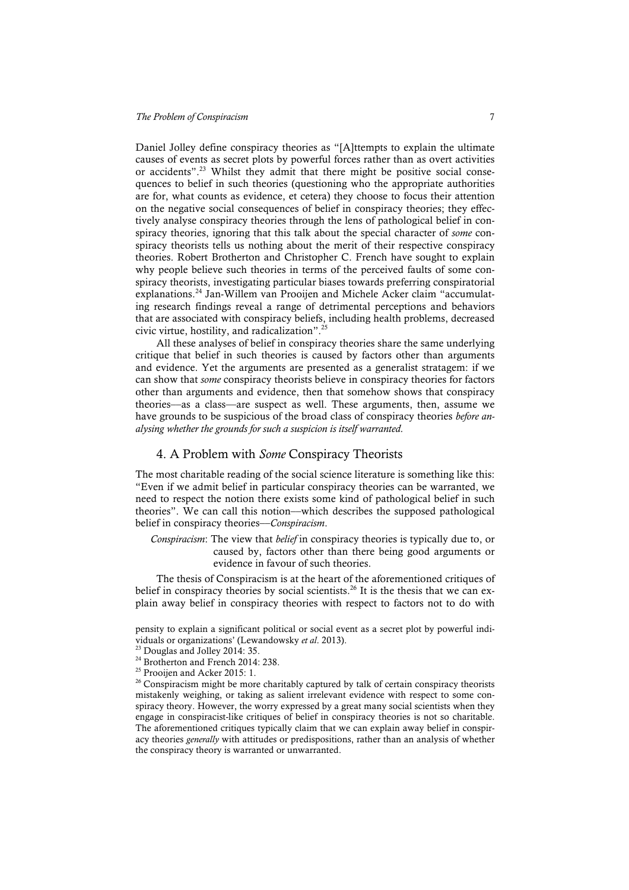Daniel Jolley define conspiracy theories as "[A]ttempts to explain the ultimate causes of events as secret plots by powerful forces rather than as overt activities or accidents".[23] Whilst they admit that there might be positive social consequences to belief in such theories (questioning who the appropriate authorities are for, what counts as evidence, et cetera) they choose to focus their attention on the negative social consequences of belief in conspiracy theories; they effectively analyse conspiracy theories through the lens of pathological belief in conspiracy theories, ignoring that this talk about the special character of *some* conspiracy theorists tells us nothing about the merit of their respective conspiracy theories. Robert Brotherton and Christopher C. French have sought to explain why people believe such theories in terms of the perceived faults of some conspiracy theorists, investigating particular biases towards preferring conspiratorial explanations.[24] Jan-Willem van Prooijen and Michele Acker claim "accumulating research findings reveal a range of detrimental perceptions and behaviors that are associated with conspiracy beliefs, including health problems, decreased civic virtue, hostility, and radicalization".[25]

All these analyses of belief in conspiracy theories share the same underlying critique that belief in such theories is caused by factors other than arguments and evidence. Yet the arguments are presented as a generalist stratagem: if we can show that *some* conspiracy theorists believe in conspiracy theories for factors other than arguments and evidence, then that somehow shows that conspiracy theories—as a class—are suspect as well. These arguments, then, assume we have grounds to be suspicious of the broad class of conspiracy theories *before analysing whether the grounds for such a suspicion is itself warranted*.

## 4. A Problem with *Some* Conspiracy Theorists

The most charitable reading of the social science literature is something like this: "Even if we admit belief in particular conspiracy theories can be warranted, we need to respect the notion there exists some kind of pathological belief in such theories". We can call this notion—which describes the supposed pathological belief in conspiracy theories—*Conspiracism*.

> *Conspiracism*: The view that *belief* in conspiracy theories is typically due to, or caused by, factors other than there being good arguments or evidence in favour of such theories.

The thesis of Conspiracism is at the heart of the aforementioned critiques of belief in conspiracy theories by social scientists.[26] It is the thesis that we can explain away belief in conspiracy theories with respect to factors not to do with

---

pensity to explain a significant political or social event as a secret plot by powerful individuals or organizations' (Lewandowsky *et al*. 2013).

[23] Douglas and Jolley 2014: 35.

[24] Brotherton and French 2014: 238.

[25] Prooijen and Acker 2015: 1.

[26] Conspiracism might be more charitably captured by talk of certain conspiracy theorists mistakenly weighing, or taking as salient irrelevant evidence with respect to some conspiracy theory. However, the worry expressed by a great many social scientists when they engage in conspiracist-like critiques of belief in conspiracy theories is not so charitable. The aforementioned critiques typically claim that we can explain away belief in conspiracy theories *generally* with attitudes or predispositions, rather than an analysis of whether the conspiracy theory is warranted or unwarranted.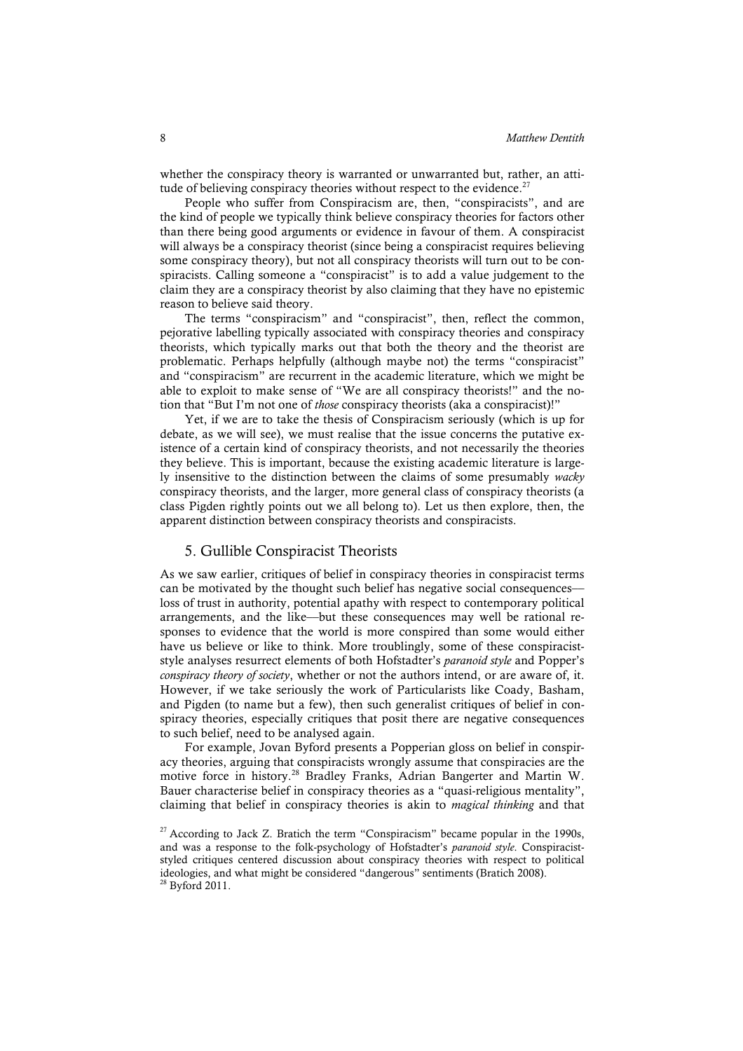whether the conspiracy theory is warranted or unwarranted but, rather, an attitude of believing conspiracy theories without respect to the evidence.[27]

People who suffer from Conspiracism are, then, "conspiracists", and are the kind of people we typically think believe conspiracy theories for factors other than there being good arguments or evidence in favour of them. A conspiracist will always be a conspiracy theorist (since being a conspiracist requires believing some conspiracy theory), but not all conspiracy theorists will turn out to be conspiracists. Calling someone a "conspiracist" is to add a value judgement to the claim they are a conspiracy theorist by also claiming that they have no epistemic reason to believe said theory.

The terms "conspiracism" and "conspiracist", then, reflect the common, pejorative labelling typically associated with conspiracy theories and conspiracy theorists, which typically marks out that both the theory and the theorist are problematic. Perhaps helpfully (although maybe not) the terms "conspiracist" and "conspiracism" are recurrent in the academic literature, which we might be able to exploit to make sense of "We are all conspiracy theorists!" and the notion that "But I'm not one of *those* conspiracy theorists (aka a conspiracist)!"

Yet, if we are to take the thesis of Conspiracism seriously (which is up for debate, as we will see), we must realise that the issue concerns the putative existence of a certain kind of conspiracy theorists, and not necessarily the theories they believe. This is important, because the existing academic literature is largely insensitive to the distinction between the claims of some presumably *wacky* conspiracy theorists, and the larger, more general class of conspiracy theorists (a class Pigden rightly points out we all belong to). Let us then explore, then, the apparent distinction between conspiracy theorists and conspiracists.

## 5. Gullible Conspiracist Theorists

As we saw earlier, critiques of belief in conspiracy theories in conspiracist terms can be motivated by the thought such belief has negative social consequences—loss of trust in authority, potential apathy with respect to contemporary political arrangements, and the like—but these consequences may well be rational responses to evidence that the world is more conspired than some would either have us believe or like to think. More troublingly, some of these conspiracist-style analyses resurrect elements of both Hofstadter's *paranoid style* and Popper's *conspiracy theory of society*, whether or not the authors intend, or are aware of, it. However, if we take seriously the work of Particularists like Coady, Basham, and Pigden (to name but a few), then such generalist critiques of belief in conspiracy theories, especially critiques that posit there are negative consequences to such belief, need to be analysed again.

For example, Jovan Byford presents a Popperian gloss on belief in conspiracy theories, arguing that conspiracists wrongly assume that conspiracies are the motive force in history.[28] Bradley Franks, Adrian Bangerter and Martin W. Bauer characterise belief in conspiracy theories as a "quasi-religious mentality", claiming that belief in conspiracy theories is akin to *magical thinking* and that

[27] According to Jack Z. Bratich the term "Conspiracism" became popular in the 1990s, and was a response to the folk-psychology of Hofstadter's *paranoid style*. Conspiracist-styled critiques centered discussion about conspiracy theories with respect to political ideologies, and what might be considered "dangerous" sentiments (Bratich 2008).

[28] Byford 2011.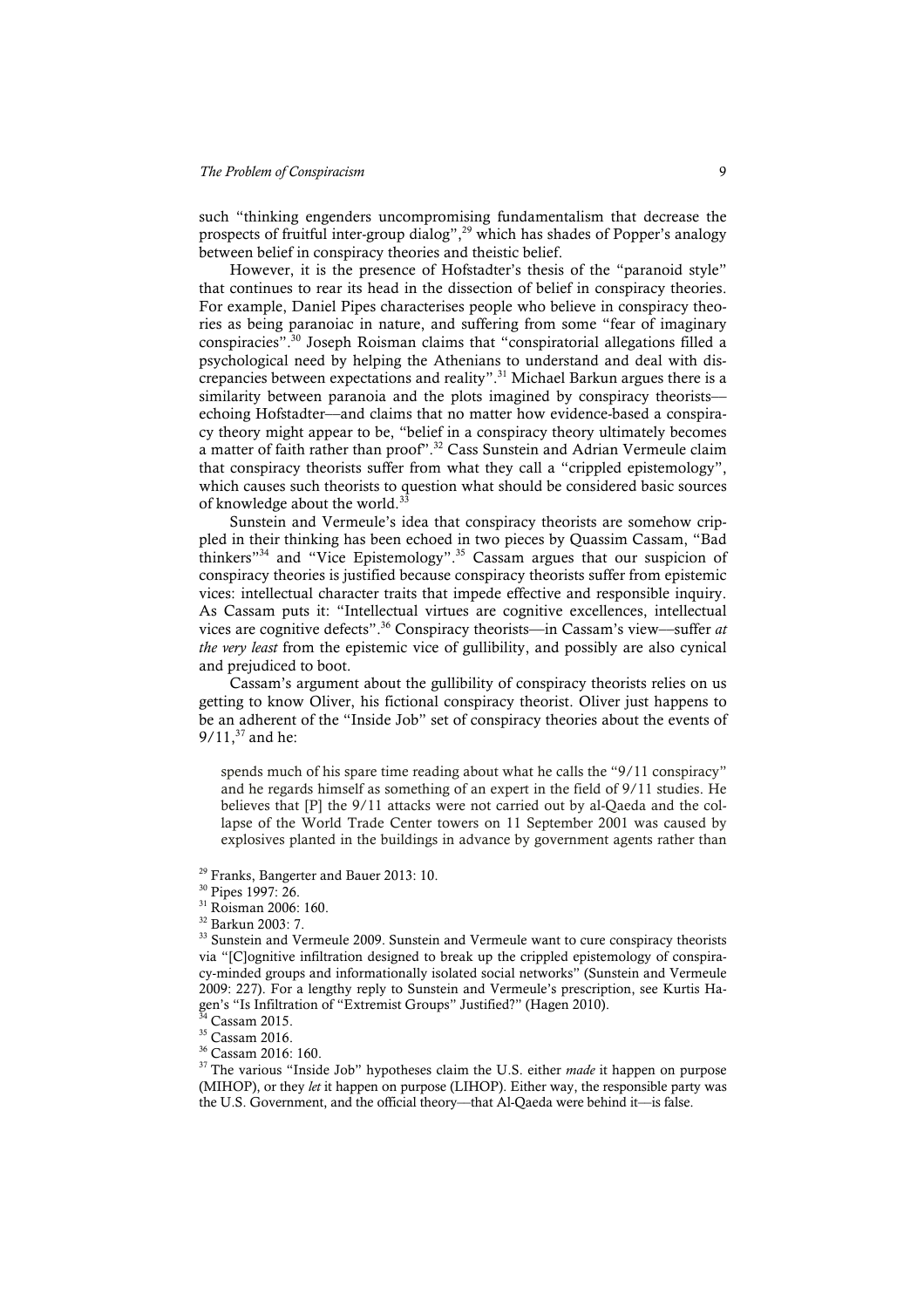such "thinking engenders uncompromising fundamentalism that decrease the prospects of fruitful inter-group dialog",[29] which has shades of Popper's analogy between belief in conspiracy theories and theistic belief.

However, it is the presence of Hofstadter's thesis of the "paranoid style" that continues to rear its head in the dissection of belief in conspiracy theories. For example, Daniel Pipes characterises people who believe in conspiracy theories as being paranoiac in nature, and suffering from some "fear of imaginary conspiracies".[30] Joseph Roisman claims that "conspiratorial allegations filled a psychological need by helping the Athenians to understand and deal with discrepancies between expectations and reality".[31] Michael Barkun argues there is a similarity between paranoia and the plots imagined by conspiracy theorists—echoing Hofstadter—and claims that no matter how evidence-based a conspiracy theory might appear to be, "belief in a conspiracy theory ultimately becomes a matter of faith rather than proof".[32] Cass Sunstein and Adrian Vermeule claim that conspiracy theorists suffer from what they call a "crippled epistemology", which causes such theorists to question what should be considered basic sources of knowledge about the world.[33]

Sunstein and Vermeule's idea that conspiracy theorists are somehow crippled in their thinking has been echoed in two pieces by Quassim Cassam, "Bad thinkers"[34] and "Vice Epistemology".[35] Cassam argues that our suspicion of conspiracy theories is justified because conspiracy theorists suffer from epistemic vices: intellectual character traits that impede effective and responsible inquiry. As Cassam puts it: "Intellectual virtues are cognitive excellences, intellectual vices are cognitive defects".[36] Conspiracy theorists—in Cassam's view—suffer *at the very least* from the epistemic vice of gullibility, and possibly are also cynical and prejudiced to boot.

Cassam's argument about the gullibility of conspiracy theorists relies on us getting to know Oliver, his fictional conspiracy theorist. Oliver just happens to be an adherent of the "Inside Job" set of conspiracy theories about the events of 9/11,[37] and he:

> spends much of his spare time reading about what he calls the "9/11 conspiracy" and he regards himself as something of an expert in the field of 9/11 studies. He believes that [P] the 9/11 attacks were not carried out by al-Qaeda and the collapse of the World Trade Center towers on 11 September 2001 was caused by explosives planted in the buildings in advance by government agents rather than

[29] Franks, Bangerter and Bauer 2013: 10.

[30] Pipes 1997: 26.

[31] Roisman 2006: 160.

[32] Barkun 2003: 7.

[33] Sunstein and Vermeule 2009. Sunstein and Vermeule want to cure conspiracy theorists via "[C]ognitive infiltration designed to break up the crippled epistemology of conspiracy-minded groups and informationally isolated social networks" (Sunstein and Vermeule 2009: 227). For a lengthy reply to Sunstein and Vermeule's prescription, see Kurtis Hagen's "Is Infiltration of "Extremist Groups" Justified?" (Hagen 2010).

[34] Cassam 2015.

[35] Cassam 2016.

[36] Cassam 2016: 160.

[37] The various "Inside Job" hypotheses claim the U.S. either *made* it happen on purpose (MIHOP), or they *let* it happen on purpose (LIHOP). Either way, the responsible party was the U.S. Government, and the official theory—that Al-Qaeda were behind it—is false.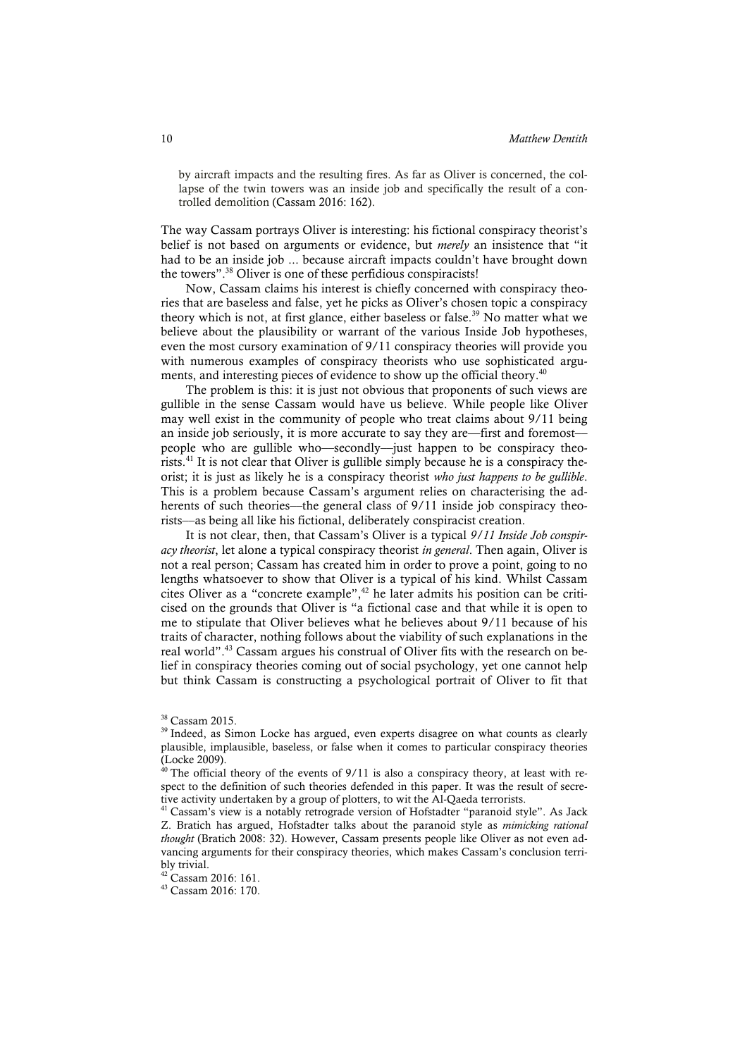by aircraft impacts and the resulting fires. As far as Oliver is concerned, the collapse of the twin towers was an inside job and specifically the result of a controlled demolition (Cassam 2016: 162).

The way Cassam portrays Oliver is interesting: his fictional conspiracy theorist's belief is not based on arguments or evidence, but *merely* an insistence that "it had to be an inside job ... because aircraft impacts couldn't have brought down the towers".[38] Oliver is one of these perfidious conspiracists!

Now, Cassam claims his interest is chiefly concerned with conspiracy theories that are baseless and false, yet he picks as Oliver's chosen topic a conspiracy theory which is not, at first glance, either baseless or false.[39] No matter what we believe about the plausibility or warrant of the various Inside Job hypotheses, even the most cursory examination of 9/11 conspiracy theories will provide you with numerous examples of conspiracy theorists who use sophisticated arguments, and interesting pieces of evidence to show up the official theory.[40]

The problem is this: it is just not obvious that proponents of such views are gullible in the sense Cassam would have us believe. While people like Oliver may well exist in the community of people who treat claims about 9/11 being an inside job seriously, it is more accurate to say they are—first and foremost—people who are gullible who—secondly—just happen to be conspiracy theorists.[41] It is not clear that Oliver is gullible simply because he is a conspiracy theorist; it is just as likely he is a conspiracy theorist *who just happens to be gullible*. This is a problem because Cassam's argument relies on characterising the adherents of such theories—the general class of 9/11 inside job conspiracy theorists—as being all like his fictional, deliberately conspiracist creation.

It is not clear, then, that Cassam's Oliver is a typical *9/11 Inside Job conspiracy theorist*, let alone a typical conspiracy theorist *in general*. Then again, Oliver is not a real person; Cassam has created him in order to prove a point, going to no lengths whatsoever to show that Oliver is a typical of his kind. Whilst Cassam cites Oliver as a "concrete example",[42] he later admits his position can be criticised on the grounds that Oliver is "a fictional case and that while it is open to me to stipulate that Oliver believes what he believes about 9/11 because of his traits of character, nothing follows about the viability of such explanations in the real world".[43] Cassam argues his construal of Oliver fits with the research on belief in conspiracy theories coming out of social psychology, yet one cannot help but think Cassam is constructing a psychological portrait of Oliver to fit that

---

[38] Cassam 2015.

[39] Indeed, as Simon Locke has argued, even experts disagree on what counts as clearly plausible, implausible, baseless, or false when it comes to particular conspiracy theories (Locke 2009).

[40] The official theory of the events of 9/11 is also a conspiracy theory, at least with respect to the definition of such theories defended in this paper. It was the result of secretive activity undertaken by a group of plotters, to wit the Al-Qaeda terrorists.

[41] Cassam's view is a notably retrograde version of Hofstadter "paranoid style". As Jack Z. Bratich has argued, Hofstadter talks about the paranoid style as *mimicking rational thought* (Bratich 2008: 32). However, Cassam presents people like Oliver as not even advancing arguments for their conspiracy theories, which makes Cassam's conclusion terribly trivial.

[42] Cassam 2016: 161.

[43] Cassam 2016: 170.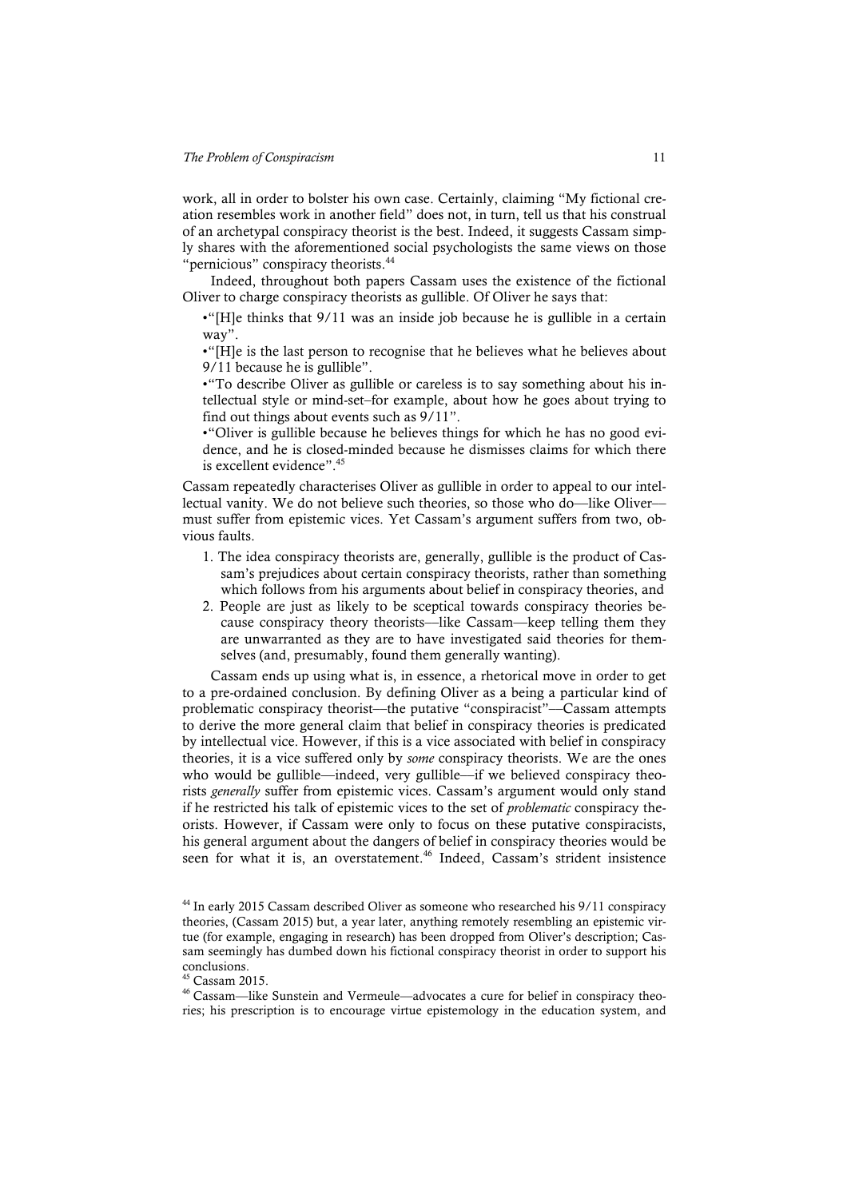work, all in order to bolster his own case. Certainly, claiming "My fictional creation resembles work in another field" does not, in turn, tell us that his construal of an archetypal conspiracy theorist is the best. Indeed, it suggests Cassam simply shares with the aforementioned social psychologists the same views on those "pernicious" conspiracy theorists.[44]

Indeed, throughout both papers Cassam uses the existence of the fictional Oliver to charge conspiracy theorists as gullible. Of Oliver he says that:

•"[H]e thinks that 9/11 was an inside job because he is gullible in a certain way".

•"[H]e is the last person to recognise that he believes what he believes about 9/11 because he is gullible".

•"To describe Oliver as gullible or careless is to say something about his intellectual style or mind-set–for example, about how he goes about trying to find out things about events such as 9/11".

•"Oliver is gullible because he believes things for which he has no good evidence, and he is closed-minded because he dismisses claims for which there is excellent evidence".[45]

Cassam repeatedly characterises Oliver as gullible in order to appeal to our intellectual vanity. We do not believe such theories, so those who do—like Oliver—must suffer from epistemic vices. Yet Cassam's argument suffers from two, obvious faults.

1. The idea conspiracy theorists are, generally, gullible is the product of Cassam's prejudices about certain conspiracy theorists, rather than something which follows from his arguments about belief in conspiracy theories, and
2. People are just as likely to be sceptical towards conspiracy theories because conspiracy theory theorists—like Cassam—keep telling them they are unwarranted as they are to have investigated said theories for themselves (and, presumably, found them generally wanting).

Cassam ends up using what is, in essence, a rhetorical move in order to get to a pre-ordained conclusion. By defining Oliver as a being a particular kind of problematic conspiracy theorist—the putative "conspiracist"—Cassam attempts to derive the more general claim that belief in conspiracy theories is predicated by intellectual vice. However, if this is a vice associated with belief in conspiracy theories, it is a vice suffered only by *some* conspiracy theorists. We are the ones who would be gullible—indeed, very gullible—if we believed conspiracy theorists *generally* suffer from epistemic vices. Cassam's argument would only stand if he restricted his talk of epistemic vices to the set of *problematic* conspiracy theorists. However, if Cassam were only to focus on these putative conspiracists, his general argument about the dangers of belief in conspiracy theories would be seen for what it is, an overstatement.[46] Indeed, Cassam's strident insistence

---

[44] In early 2015 Cassam described Oliver as someone who researched his 9/11 conspiracy theories, (Cassam 2015) but, a year later, anything remotely resembling an epistemic virtue (for example, engaging in research) has been dropped from Oliver's description; Cassam seemingly has dumbed down his fictional conspiracy theorist in order to support his conclusions.

[45] Cassam 2015.

[46] Cassam—like Sunstein and Vermeule—advocates a cure for belief in conspiracy theories; his prescription is to encourage virtue epistemology in the education system, and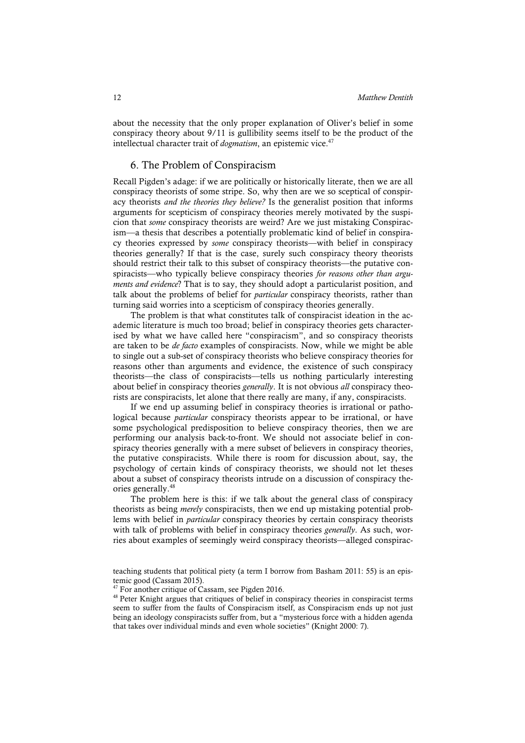about the necessity that the only proper explanation of Oliver's belief in some conspiracy theory about 9/11 is gullibility seems itself to be the product of the intellectual character trait of *dogmatism*, an epistemic vice.[47]

## 6. The Problem of Conspiracism

Recall Pigden's adage: if we are politically or historically literate, then we are all conspiracy theorists of some stripe. So, why then are we so sceptical of conspiracy theorists *and the theories they believe?* Is the generalist position that informs arguments for scepticism of conspiracy theories merely motivated by the suspicion that *some* conspiracy theorists are weird? Are we just mistaking Conspiracism—a thesis that describes a potentially problematic kind of belief in conspiracy theories expressed by *some* conspiracy theorists—with belief in conspiracy theories generally? If that is the case, surely such conspiracy theory theorists should restrict their talk to this subset of conspiracy theorists—the putative conspiracists—who typically believe conspiracy theories *for reasons other than arguments and evidence*? That is to say, they should adopt a particularist position, and talk about the problems of belief for *particular* conspiracy theorists, rather than turning said worries into a scepticism of conspiracy theories generally.

The problem is that what constitutes talk of conspiracist ideation in the academic literature is much too broad; belief in conspiracy theories gets characterised by what we have called here "conspiracism", and so conspiracy theorists are taken to be *de facto* examples of conspiracists. Now, while we might be able to single out a sub-set of conspiracy theorists who believe conspiracy theories for reasons other than arguments and evidence, the existence of such conspiracy theorists—the class of conspiracists—tells us nothing particularly interesting about belief in conspiracy theories *generally*. It is not obvious *all* conspiracy theorists are conspiracists, let alone that there really are many, if any, conspiracists.

If we end up assuming belief in conspiracy theories is irrational or pathological because *particular* conspiracy theorists appear to be irrational, or have some psychological predisposition to believe conspiracy theories, then we are performing our analysis back-to-front. We should not associate belief in conspiracy theories generally with a mere subset of believers in conspiracy theories, the putative conspiracists. While there is room for discussion about, say, the psychology of certain kinds of conspiracy theorists, we should not let theses about a subset of conspiracy theorists intrude on a discussion of conspiracy theories generally.[48]

The problem here is this: if we talk about the general class of conspiracy theorists as being *merely* conspiracists, then we end up mistaking potential problems with belief in *particular* conspiracy theories by certain conspiracy theorists with talk of problems with belief in conspiracy theories *generally*. As such, worries about examples of seemingly weird conspiracy theorists—alleged conspirac-

---

teaching students that political piety (a term I borrow from Basham 2011: 55) is an epistemic good (Cassam 2015).

[47] For another critique of Cassam, see Pigden 2016.

[48] Peter Knight argues that critiques of belief in conspiracy theories in conspiracist terms seem to suffer from the faults of Conspiracism itself, as Conspiracism ends up not just being an ideology conspiracists suffer from, but a "mysterious force with a hidden agenda that takes over individual minds and even whole societies" (Knight 2000: 7).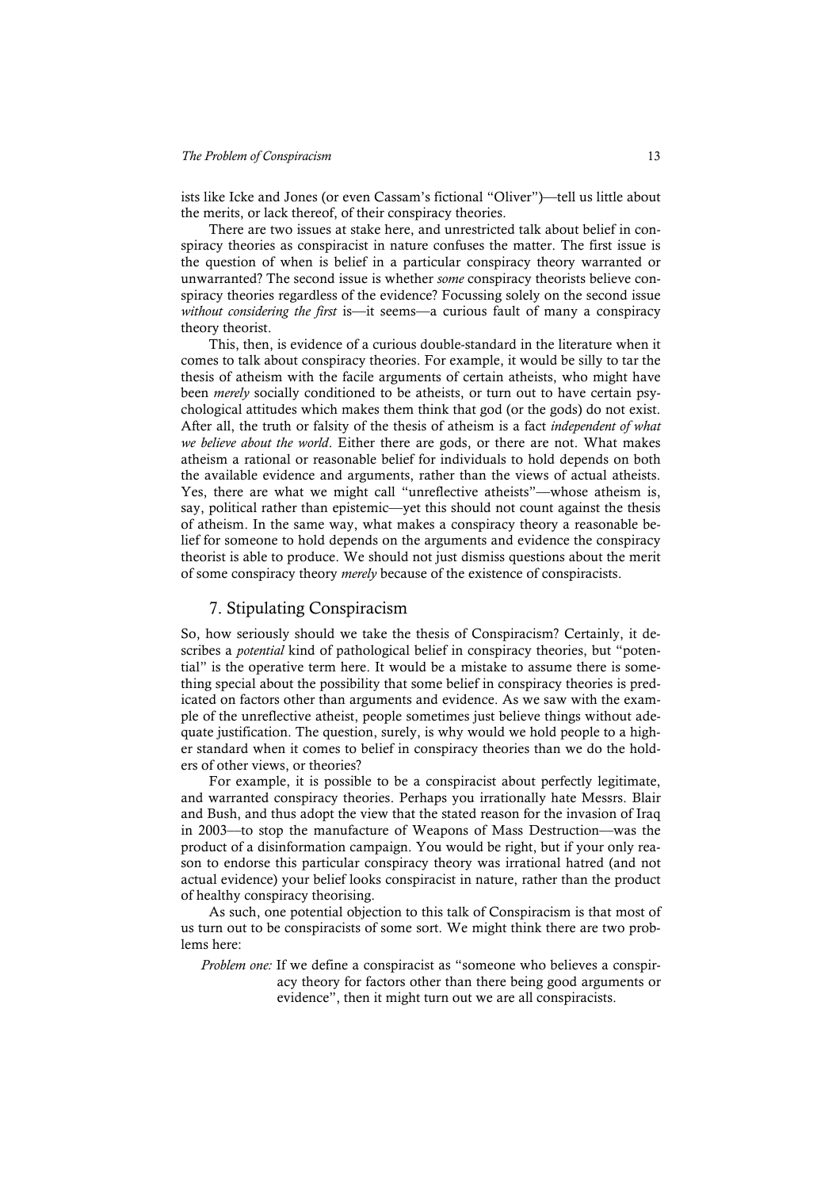ists like Icke and Jones (or even Cassam's fictional "Oliver")—tell us little about the merits, or lack thereof, of their conspiracy theories.

There are two issues at stake here, and unrestricted talk about belief in conspiracy theories as conspiracist in nature confuses the matter. The first issue is the question of when is belief in a particular conspiracy theory warranted or unwarranted? The second issue is whether *some* conspiracy theorists believe conspiracy theories regardless of the evidence? Focussing solely on the second issue *without considering the first* is—it seems—a curious fault of many a conspiracy theory theorist.

This, then, is evidence of a curious double-standard in the literature when it comes to talk about conspiracy theories. For example, it would be silly to tar the thesis of atheism with the facile arguments of certain atheists, who might have been *merely* socially conditioned to be atheists, or turn out to have certain psychological attitudes which makes them think that god (or the gods) do not exist. After all, the truth or falsity of the thesis of atheism is a fact *independent of what we believe about the world*. Either there are gods, or there are not. What makes atheism a rational or reasonable belief for individuals to hold depends on both the available evidence and arguments, rather than the views of actual atheists. Yes, there are what we might call "unreflective atheists"—whose atheism is, say, political rather than epistemic—yet this should not count against the thesis of atheism. In the same way, what makes a conspiracy theory a reasonable belief for someone to hold depends on the arguments and evidence the conspiracy theorist is able to produce. We should not just dismiss questions about the merit of some conspiracy theory *merely* because of the existence of conspiracists.

## 7. Stipulating Conspiracism

So, how seriously should we take the thesis of Conspiracism? Certainly, it describes a *potential* kind of pathological belief in conspiracy theories, but "potential" is the operative term here. It would be a mistake to assume there is something special about the possibility that some belief in conspiracy theories is predicated on factors other than arguments and evidence. As we saw with the example of the unreflective atheist, people sometimes just believe things without adequate justification. The question, surely, is why would we hold people to a higher standard when it comes to belief in conspiracy theories than we do the holders of other views, or theories?

For example, it is possible to be a conspiracist about perfectly legitimate, and warranted conspiracy theories. Perhaps you irrationally hate Messrs. Blair and Bush, and thus adopt the view that the stated reason for the invasion of Iraq in 2003—to stop the manufacture of Weapons of Mass Destruction—was the product of a disinformation campaign. You would be right, but if your only reason to endorse this particular conspiracy theory was irrational hatred (and not actual evidence) your belief looks conspiracist in nature, rather than the product of healthy conspiracy theorising.

As such, one potential objection to this talk of Conspiracism is that most of us turn out to be conspiracists of some sort. We might think there are two problems here:

*Problem one:* If we define a conspiracist as "someone who believes a conspiracy theory for factors other than there being good arguments or evidence", then it might turn out we are all conspiracists.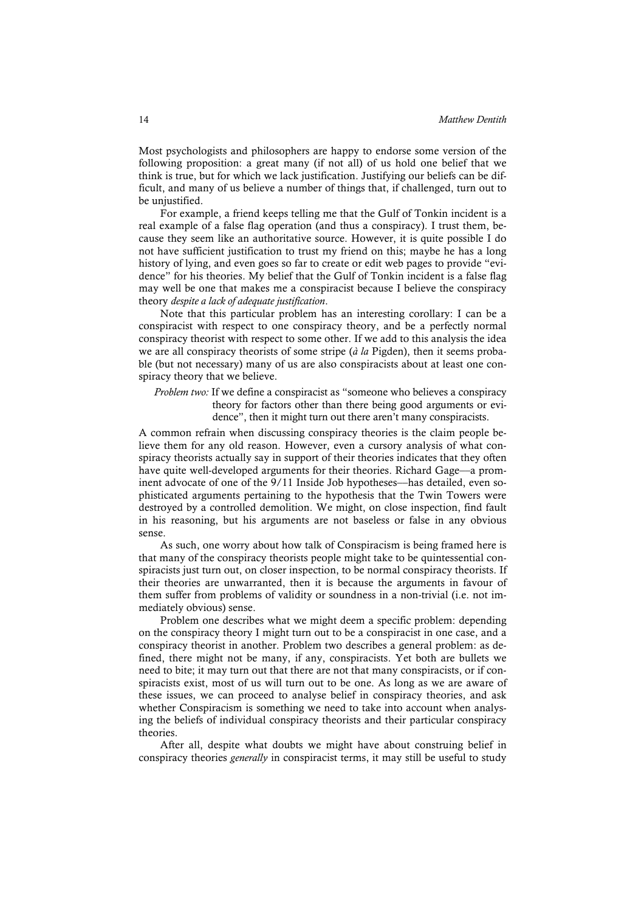Most psychologists and philosophers are happy to endorse some version of the following proposition: a great many (if not all) of us hold one belief that we think is true, but for which we lack justification. Justifying our beliefs can be difficult, and many of us believe a number of things that, if challenged, turn out to be unjustified.

For example, a friend keeps telling me that the Gulf of Tonkin incident is a real example of a false flag operation (and thus a conspiracy). I trust them, because they seem like an authoritative source. However, it is quite possible I do not have sufficient justification to trust my friend on this; maybe he has a long history of lying, and even goes so far to create or edit web pages to provide "evidence" for his theories. My belief that the Gulf of Tonkin incident is a false flag may well be one that makes me a conspiracist because I believe the conspiracy theory *despite a lack of adequate justification*.

Note that this particular problem has an interesting corollary: I can be a conspiracist with respect to one conspiracy theory, and be a perfectly normal conspiracy theorist with respect to some other. If we add to this analysis the idea we are all conspiracy theorists of some stripe (*à la* Pigden), then it seems probable (but not necessary) many of us are also conspiracists about at least one conspiracy theory that we believe.

*Problem two:* If we define a conspiracist as "someone who believes a conspiracy theory for factors other than there being good arguments or evidence", then it might turn out there aren't many conspiracists.

A common refrain when discussing conspiracy theories is the claim people believe them for any old reason. However, even a cursory analysis of what conspiracy theorists actually say in support of their theories indicates that they often have quite well-developed arguments for their theories. Richard Gage—a prominent advocate of one of the 9/11 Inside Job hypotheses—has detailed, even sophisticated arguments pertaining to the hypothesis that the Twin Towers were destroyed by a controlled demolition. We might, on close inspection, find fault in his reasoning, but his arguments are not baseless or false in any obvious sense.

As such, one worry about how talk of Conspiracism is being framed here is that many of the conspiracy theorists people might take to be quintessential conspiracists just turn out, on closer inspection, to be normal conspiracy theorists. If their theories are unwarranted, then it is because the arguments in favour of them suffer from problems of validity or soundness in a non-trivial (i.e. not immediately obvious) sense.

Problem one describes what we might deem a specific problem: depending on the conspiracy theory I might turn out to be a conspiracist in one case, and a conspiracy theorist in another. Problem two describes a general problem: as defined, there might not be many, if any, conspiracists. Yet both are bullets we need to bite; it may turn out that there are not that many conspiracists, or if conspiracists exist, most of us will turn out to be one. As long as we are aware of these issues, we can proceed to analyse belief in conspiracy theories, and ask whether Conspiracism is something we need to take into account when analysing the beliefs of individual conspiracy theorists and their particular conspiracy theories.

After all, despite what doubts we might have about construing belief in conspiracy theories *generally* in conspiracist terms, it may still be useful to study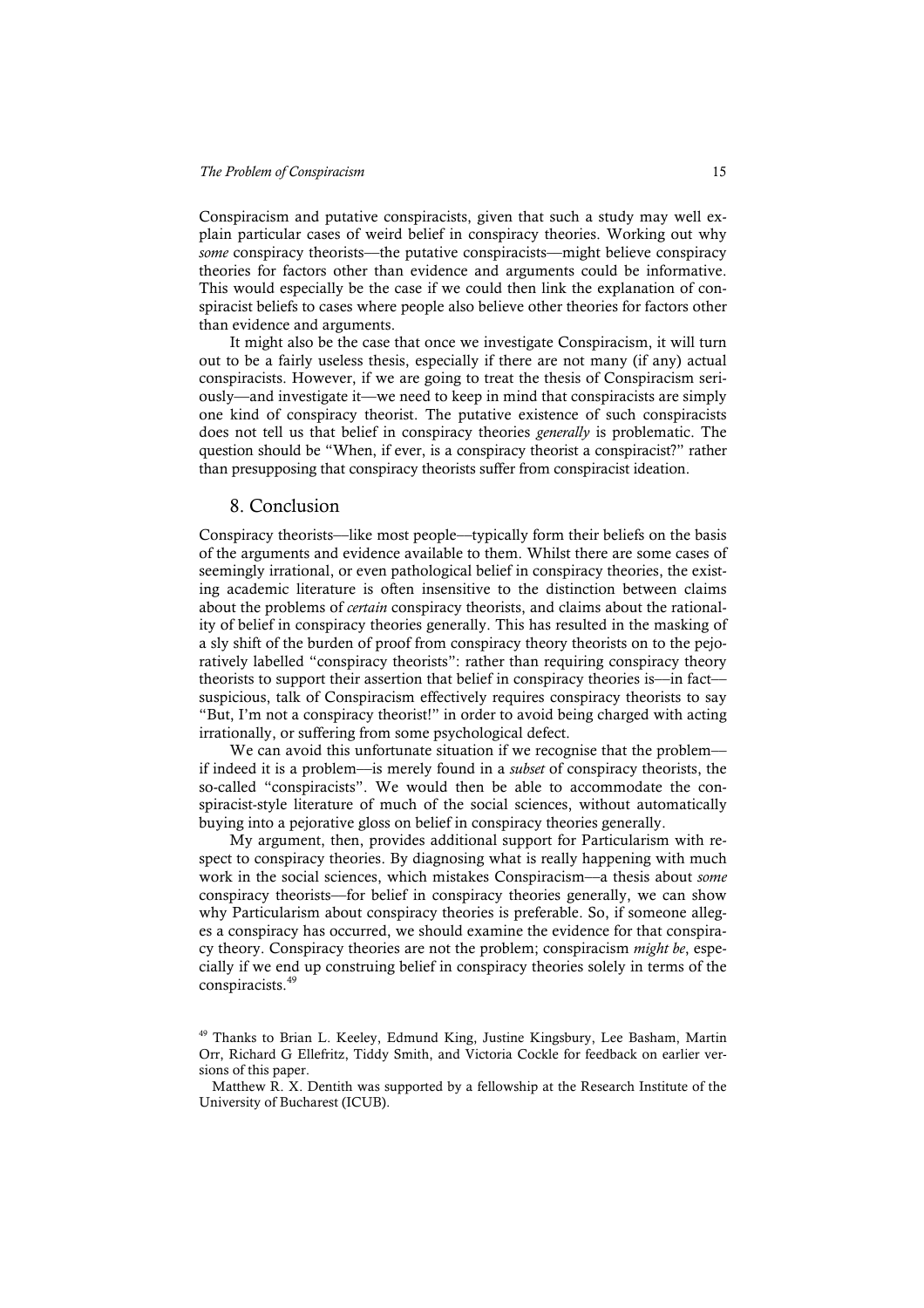Conspiracism and putative conspiracists, given that such a study may well explain particular cases of weird belief in conspiracy theories. Working out why *some* conspiracy theorists—the putative conspiracists—might believe conspiracy theories for factors other than evidence and arguments could be informative. This would especially be the case if we could then link the explanation of conspiracist beliefs to cases where people also believe other theories for factors other than evidence and arguments.

It might also be the case that once we investigate Conspiracism, it will turn out to be a fairly useless thesis, especially if there are not many (if any) actual conspiracists. However, if we are going to treat the thesis of Conspiracism seriously—and investigate it—we need to keep in mind that conspiracists are simply one kind of conspiracy theorist. The putative existence of such conspiracists does not tell us that belief in conspiracy theories *generally* is problematic. The question should be "When, if ever, is a conspiracy theorist a conspiracist?" rather than presupposing that conspiracy theorists suffer from conspiracist ideation.

## 8. Conclusion

Conspiracy theorists—like most people—typically form their beliefs on the basis of the arguments and evidence available to them. Whilst there are some cases of seemingly irrational, or even pathological belief in conspiracy theories, the existing academic literature is often insensitive to the distinction between claims about the problems of *certain* conspiracy theorists, and claims about the rationality of belief in conspiracy theories generally. This has resulted in the masking of a sly shift of the burden of proof from conspiracy theory theorists on to the pejoratively labelled "conspiracy theorists": rather than requiring conspiracy theory theorists to support their assertion that belief in conspiracy theories is—in fact—suspicious, talk of Conspiracism effectively requires conspiracy theorists to say "But, I'm not a conspiracy theorist!" in order to avoid being charged with acting irrationally, or suffering from some psychological defect.

We can avoid this unfortunate situation if we recognise that the problem—if indeed it is a problem—is merely found in a *subset* of conspiracy theorists, the so-called "conspiracists". We would then be able to accommodate the conspiracist-style literature of much of the social sciences, without automatically buying into a pejorative gloss on belief in conspiracy theories generally.

My argument, then, provides additional support for Particularism with respect to conspiracy theories. By diagnosing what is really happening with much work in the social sciences, which mistakes Conspiracism—a thesis about *some* conspiracy theorists—for belief in conspiracy theories generally, we can show why Particularism about conspiracy theories is preferable. So, if someone alleges a conspiracy has occurred, we should examine the evidence for that conspiracy theory. Conspiracy theories are not the problem; conspiracism *might be*, especially if we end up construing belief in conspiracy theories solely in terms of the conspiracists.[49]

[49] Thanks to Brian L. Keeley, Edmund King, Justine Kingsbury, Lee Basham, Martin Orr, Richard G Ellefritz, Tiddy Smith, and Victoria Cockle for feedback on earlier versions of this paper.

Matthew R. X. Dentith was supported by a fellowship at the Research Institute of the University of Bucharest (ICUB).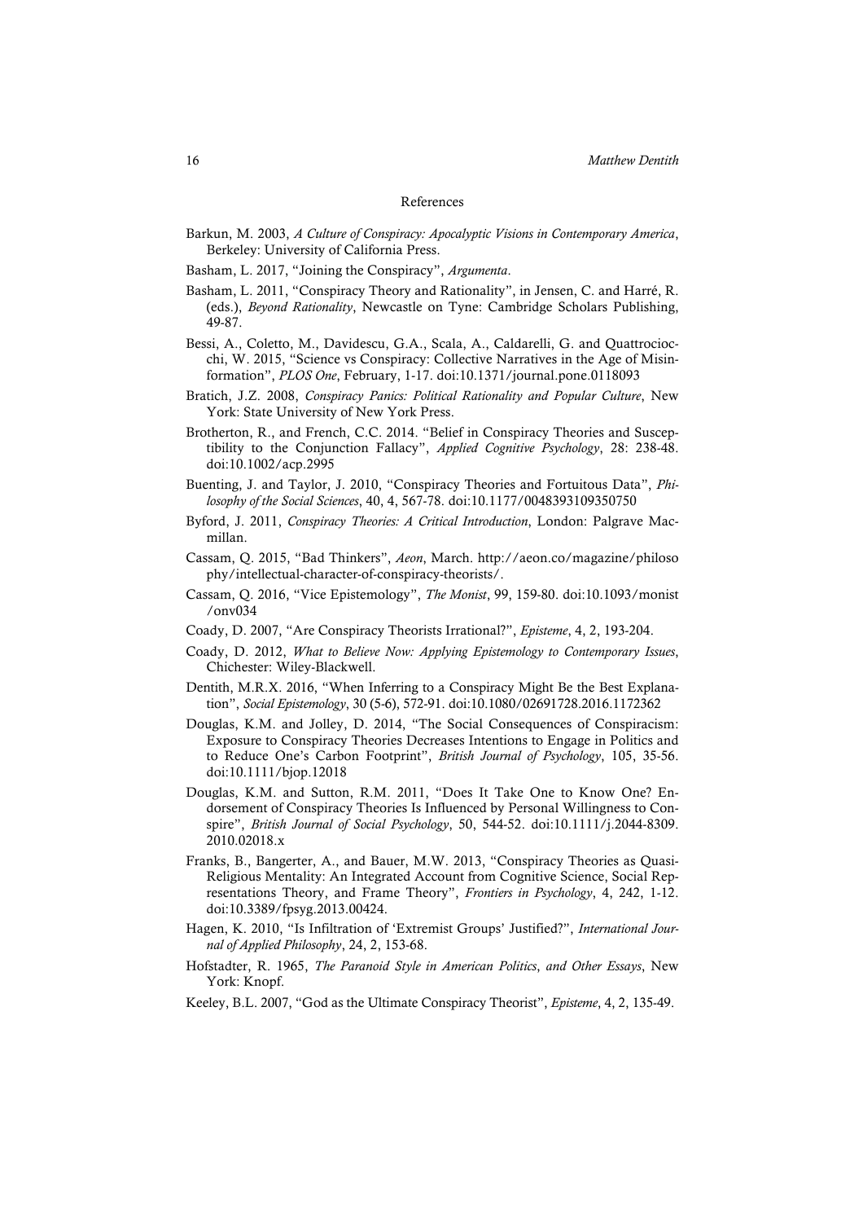## References

Barkun, M. 2003, *A Culture of Conspiracy: Apocalyptic Visions in Contemporary America*, Berkeley: University of California Press.

Basham, L. 2017, "Joining the Conspiracy", *Argumenta*.

Basham, L. 2011, "Conspiracy Theory and Rationality", in Jensen, C. and Harré, R. (eds.), *Beyond Rationality*, Newcastle on Tyne: Cambridge Scholars Publishing, 49-87.

Bessi, A., Coletto, M., Davidescu, G.A., Scala, A., Caldarelli, G. and Quattrociocchi, W. 2015, "Science vs Conspiracy: Collective Narratives in the Age of Misinformation", *PLOS One*, February, 1-17. doi:10.1371/journal.pone.0118093

Bratich, J.Z. 2008, *Conspiracy Panics: Political Rationality and Popular Culture*, New York: State University of New York Press.

Brotherton, R., and French, C.C. 2014. "Belief in Conspiracy Theories and Susceptibility to the Conjunction Fallacy", *Applied Cognitive Psychology*, 28: 238-48. doi:10.1002/acp.2995

Buenting, J. and Taylor, J. 2010, "Conspiracy Theories and Fortuitous Data", *Philosophy of the Social Sciences*, 40, 4, 567-78. doi:10.1177/0048393109350750

Byford, J. 2011, *Conspiracy Theories: A Critical Introduction*, London: Palgrave Macmillan.

Cassam, Q. 2015, "Bad Thinkers", *Aeon*, March. http://aeon.co/magazine/philosophy/intellectual-character-of-conspiracy-theorists/.

Cassam, Q. 2016, "Vice Epistemology", *The Monist*, 99, 159-80. doi:10.1093/monist/onv034

Coady, D. 2007, "Are Conspiracy Theorists Irrational?", *Episteme*, 4, 2, 193-204.

Coady, D. 2012, *What to Believe Now: Applying Epistemology to Contemporary Issues*, Chichester: Wiley-Blackwell.

Dentith, M.R.X. 2016, "When Inferring to a Conspiracy Might Be the Best Explanation", *Social Epistemology*, 30 (5-6), 572-91. doi:10.1080/02691728.2016.1172362

Douglas, K.M. and Jolley, D. 2014, "The Social Consequences of Conspiracism: Exposure to Conspiracy Theories Decreases Intentions to Engage in Politics and to Reduce One's Carbon Footprint", *British Journal of Psychology*, 105, 35-56. doi:10.1111/bjop.12018

Douglas, K.M. and Sutton, R.M. 2011, "Does It Take One to Know One? Endorsement of Conspiracy Theories Is Influenced by Personal Willingness to Conspire", *British Journal of Social Psychology*, 50, 544-52. doi:10.1111/j.2044-8309.2010.02018.x

Franks, B., Bangerter, A., and Bauer, M.W. 2013, "Conspiracy Theories as Quasi-Religious Mentality: An Integrated Account from Cognitive Science, Social Representations Theory, and Frame Theory", *Frontiers in Psychology*, 4, 242, 1-12. doi:10.3389/fpsyg.2013.00424.

Hagen, K. 2010, "Is Infiltration of 'Extremist Groups' Justified?", *International Journal of Applied Philosophy*, 24, 2, 153-68.

Hofstadter, R. 1965, *The Paranoid Style in American Politics, and Other Essays*, New York: Knopf.

Keeley, B.L. 2007, "God as the Ultimate Conspiracy Theorist", *Episteme*, 4, 2, 135-49.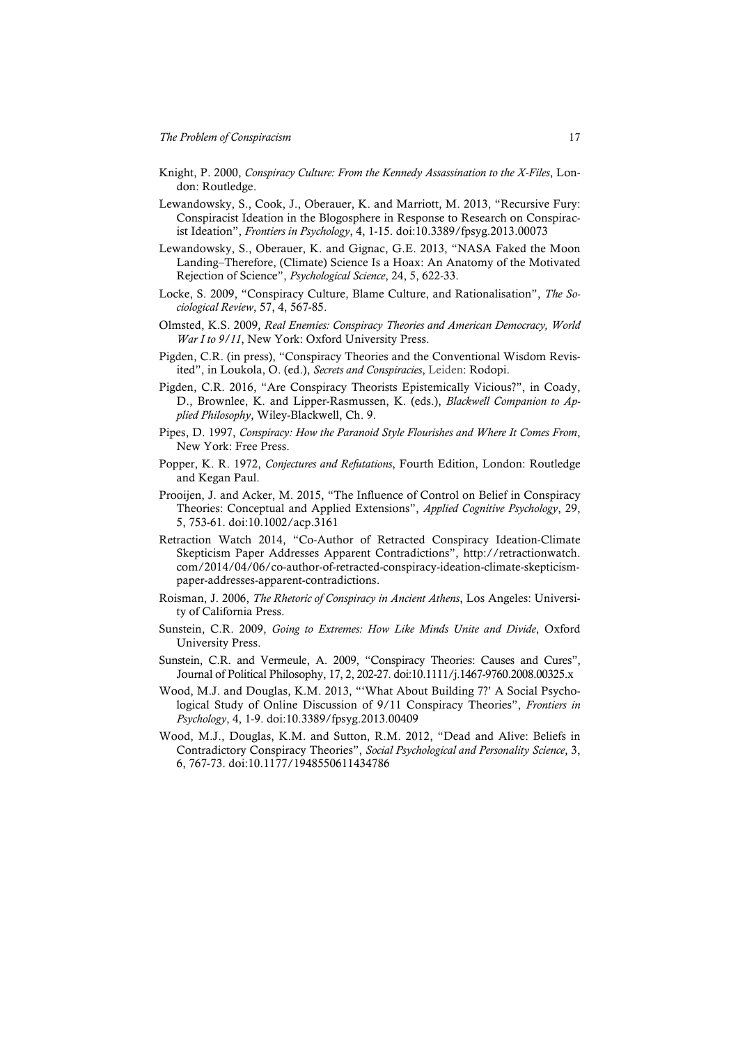Knight, P. 2000, *Conspiracy Culture: From the Kennedy Assassination to the X-Files*, London: Routledge.

Lewandowsky, S., Cook, J., Oberauer, K. and Marriott, M. 2013, "Recursive Fury: Conspiracist Ideation in the Blogosphere in Response to Research on Conspiracist Ideation", *Frontiers in Psychology*, 4, 1-15. doi:10.3389/fpsyg.2013.00073

Lewandowsky, S., Oberauer, K. and Gignac, G.E. 2013, "NASA Faked the Moon Landing–Therefore, (Climate) Science Is a Hoax: An Anatomy of the Motivated Rejection of Science", *Psychological Science*, 24, 5, 622-33.

Locke, S. 2009, "Conspiracy Culture, Blame Culture, and Rationalisation", *The Sociological Review*, 57, 4, 567-85.

Olmsted, K.S. 2009, *Real Enemies: Conspiracy Theories and American Democracy, World War I to 9/11*, New York: Oxford University Press.

Pigden, C.R. (in press), "Conspiracy Theories and the Conventional Wisdom Revisited", in Loukola, O. (ed.), *Secrets and Conspiracies*, Leiden: Rodopi.

Pigden, C.R. 2016, "Are Conspiracy Theorists Epistemically Vicious?", in Coady, D., Brownlee, K. and Lipper-Rasmussen, K. (eds.), *Blackwell Companion to Applied Philosophy*, Wiley-Blackwell, Ch. 9.

Pipes, D. 1997, *Conspiracy: How the Paranoid Style Flourishes and Where It Comes From*, New York: Free Press.

Popper, K. R. 1972, *Conjectures and Refutations*, Fourth Edition, London: Routledge and Kegan Paul.

Prooijen, J. and Acker, M. 2015, "The Influence of Control on Belief in Conspiracy Theories: Conceptual and Applied Extensions", *Applied Cognitive Psychology*, 29, 5, 753-61. doi:10.1002/acp.3161

Retraction Watch 2014, "Co-Author of Retracted Conspiracy Ideation-Climate Skepticism Paper Addresses Apparent Contradictions", http://retractionwatch.com/2014/04/06/co-author-of-retracted-conspiracy-ideation-climate-skepticism-paper-addresses-apparent-contradictions.

Roisman, J. 2006, *The Rhetoric of Conspiracy in Ancient Athens*, Los Angeles: University of California Press.

Sunstein, C.R. 2009, *Going to Extremes: How Like Minds Unite and Divide*, Oxford University Press.

Sunstein, C.R. and Vermeule, A. 2009, "Conspiracy Theories: Causes and Cures", Journal of Political Philosophy, 17, 2, 202-27. doi:10.1111/j.1467-9760.2008.00325.x

Wood, M.J. and Douglas, K.M. 2013, "'What About Building 7?' A Social Psychological Study of Online Discussion of 9/11 Conspiracy Theories", *Frontiers in Psychology*, 4, 1-9. doi:10.3389/fpsyg.2013.00409

Wood, M.J., Douglas, K.M. and Sutton, R.M. 2012, "Dead and Alive: Beliefs in Contradictory Conspiracy Theories", *Social Psychological and Personality Science*, 3, 6, 767-73. doi:10.1177/1948550611434786